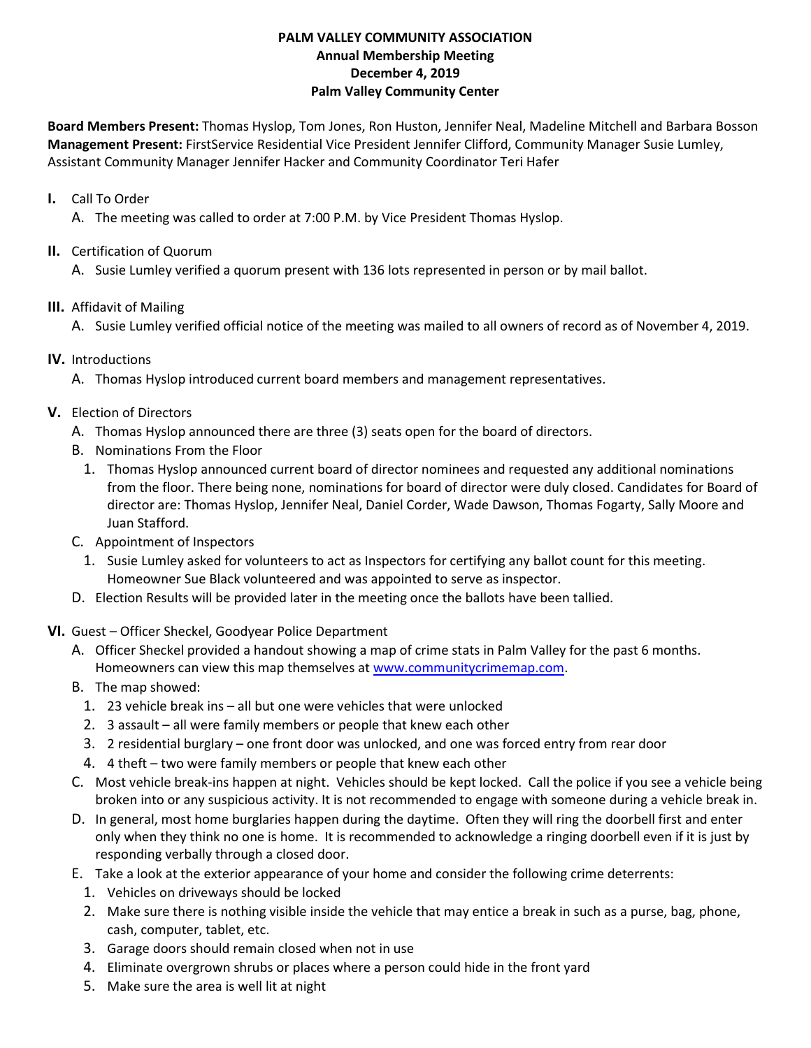**PALM VALLEY COMMUNITY ASSOCIATION**
**Annual Membership Meeting**
**December 4, 2019**
**Palm Valley Community Center**

**Board Members Present:** Thomas Hyslop, Tom Jones, Ron Huston, Jennifer Neal, Madeline Mitchell and Barbara Bosson
**Management Present:** FirstService Residential Vice President Jennifer Clifford, Community Manager Susie Lumley, Assistant Community Manager Jennifer Hacker and Community Coordinator Teri Hafer

**I.** Call To Order
   A. The meeting was called to order at 7:00 P.M. by Vice President Thomas Hyslop.

**II.** Certification of Quorum
   A. Susie Lumley verified a quorum present with 136 lots represented in person or by mail ballot.

**III.** Affidavit of Mailing
   A. Susie Lumley verified official notice of the meeting was mailed to all owners of record as of November 4, 2019.

**IV.** Introductions
   A. Thomas Hyslop introduced current board members and management representatives.

**V.** Election of Directors
   A. Thomas Hyslop announced there are three (3) seats open for the board of directors.
   B. Nominations From the Floor
      1. Thomas Hyslop announced current board of director nominees and requested any additional nominations from the floor. There being none, nominations for board of director were duly closed. Candidates for Board of director are: Thomas Hyslop, Jennifer Neal, Daniel Corder, Wade Dawson, Thomas Fogarty, Sally Moore and Juan Stafford.
   C. Appointment of Inspectors
      1. Susie Lumley asked for volunteers to act as Inspectors for certifying any ballot count for this meeting. Homeowner Sue Black volunteered and was appointed to serve as inspector.
   D. Election Results will be provided later in the meeting once the ballots have been tallied.

**VI.** Guest – Officer Sheckel, Goodyear Police Department
   A. Officer Sheckel provided a handout showing a map of crime stats in Palm Valley for the past 6 months. Homeowners can view this map themselves at [www.communitycrimemap.com](www.communitycrimemap.com).
   B. The map showed:
      1. 23 vehicle break ins – all but one were vehicles that were unlocked
      2. 3 assault – all were family members or people that knew each other
      3. 2 residential burglary – one front door was unlocked, and one was forced entry from rear door
      4. 4 theft – two were family members or people that knew each other
   C. Most vehicle break-ins happen at night. Vehicles should be kept locked. Call the police if you see a vehicle being broken into or any suspicious activity. It is not recommended to engage with someone during a vehicle break in.
   D. In general, most home burglaries happen during the daytime. Often they will ring the doorbell first and enter only when they think no one is home. It is recommended to acknowledge a ringing doorbell even if it is just by responding verbally through a closed door.
   E. Take a look at the exterior appearance of your home and consider the following crime deterrents:
      1. Vehicles on driveways should be locked
      2. Make sure there is nothing visible inside the vehicle that may entice a break in such as a purse, bag, phone, cash, computer, tablet, etc.
      3. Garage doors should remain closed when not in use
      4. Eliminate overgrown shrubs or places where a person could hide in the front yard
      5. Make sure the area is well lit at night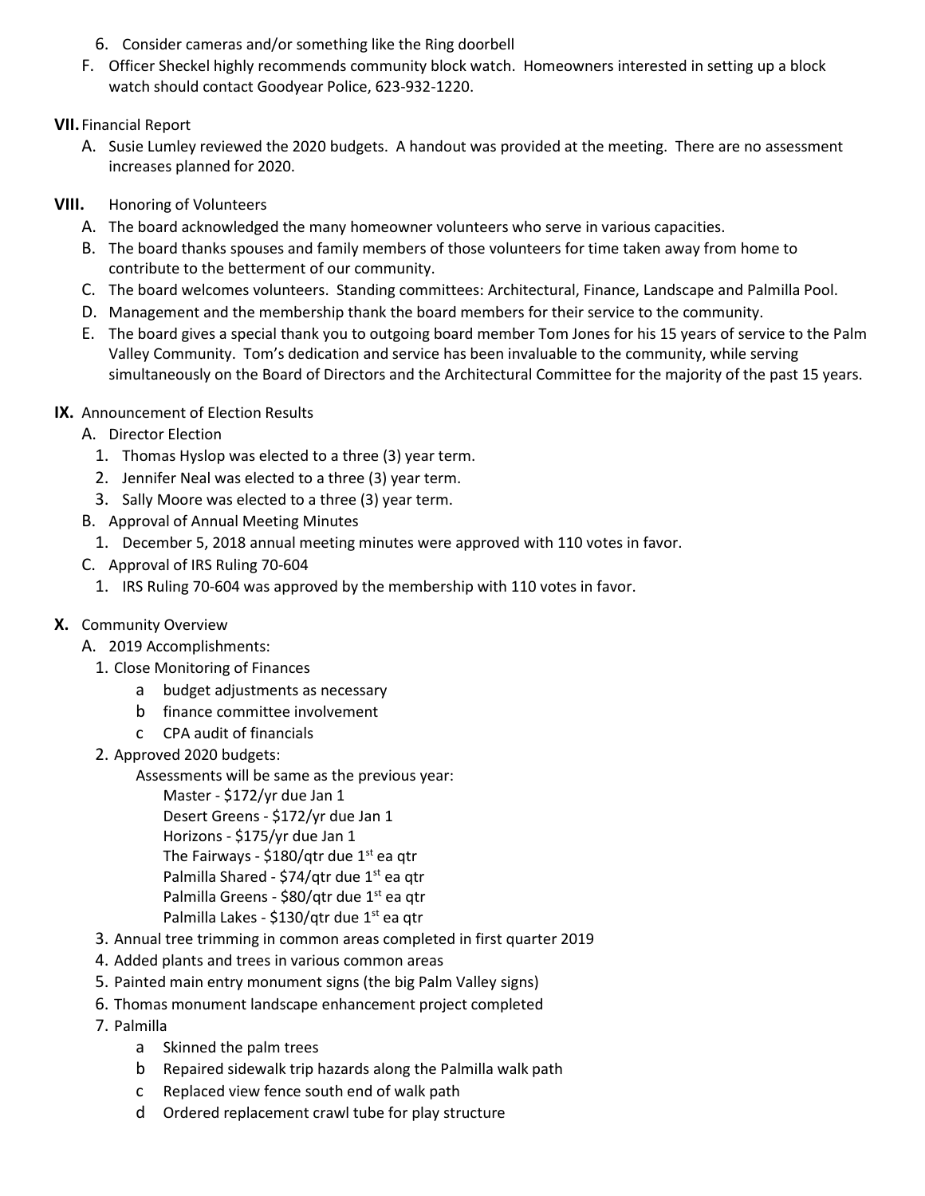6. Consider cameras and/or something like the Ring doorbell

F. Officer Sheckel highly recommends community block watch. Homeowners interested in setting up a block watch should contact Goodyear Police, 623-932-1220.

**VII.** Financial Report

A. Susie Lumley reviewed the 2020 budgets. A handout was provided at the meeting. There are no assessment increases planned for 2020.

**VIII.** Honoring of Volunteers

A. The board acknowledged the many homeowner volunteers who serve in various capacities.

B. The board thanks spouses and family members of those volunteers for time taken away from home to contribute to the betterment of our community.

C. The board welcomes volunteers. Standing committees: Architectural, Finance, Landscape and Palmilla Pool.

D. Management and the membership thank the board members for their service to the community.

E. The board gives a special thank you to outgoing board member Tom Jones for his 15 years of service to the Palm Valley Community. Tom's dedication and service has been invaluable to the community, while serving simultaneously on the Board of Directors and the Architectural Committee for the majority of the past 15 years.

**IX.** Announcement of Election Results

A. Director Election
   1. Thomas Hyslop was elected to a three (3) year term.
   2. Jennifer Neal was elected to a three (3) year term.
   3. Sally Moore was elected to a three (3) year term.

B. Approval of Annual Meeting Minutes
   1. December 5, 2018 annual meeting minutes were approved with 110 votes in favor.

C. Approval of IRS Ruling 70-604
   1. IRS Ruling 70-604 was approved by the membership with 110 votes in favor.

**X.** Community Overview

A. 2019 Accomplishments:

1. Close Monitoring of Finances
   - a budget adjustments as necessary
   - b finance committee involvement
   - c CPA audit of financials

2. Approved 2020 budgets:

   Assessments will be same as the previous year:

   Master - $172/yr due Jan 1
   Desert Greens - $172/yr due Jan 1
   Horizons - $175/yr due Jan 1
   The Fairways - $180/qtr due 1st ea qtr
   Palmilla Shared - $74/qtr due 1st ea qtr
   Palmilla Greens - $80/qtr due 1st ea qtr
   Palmilla Lakes - $130/qtr due 1st ea qtr

3. Annual tree trimming in common areas completed in first quarter 2019

4. Added plants and trees in various common areas

5. Painted main entry monument signs (the big Palm Valley signs)

6. Thomas monument landscape enhancement project completed

7. Palmilla
   - a Skinned the palm trees
   - b Repaired sidewalk trip hazards along the Palmilla walk path
   - c Replaced view fence south end of walk path
   - d Ordered replacement crawl tube for play structure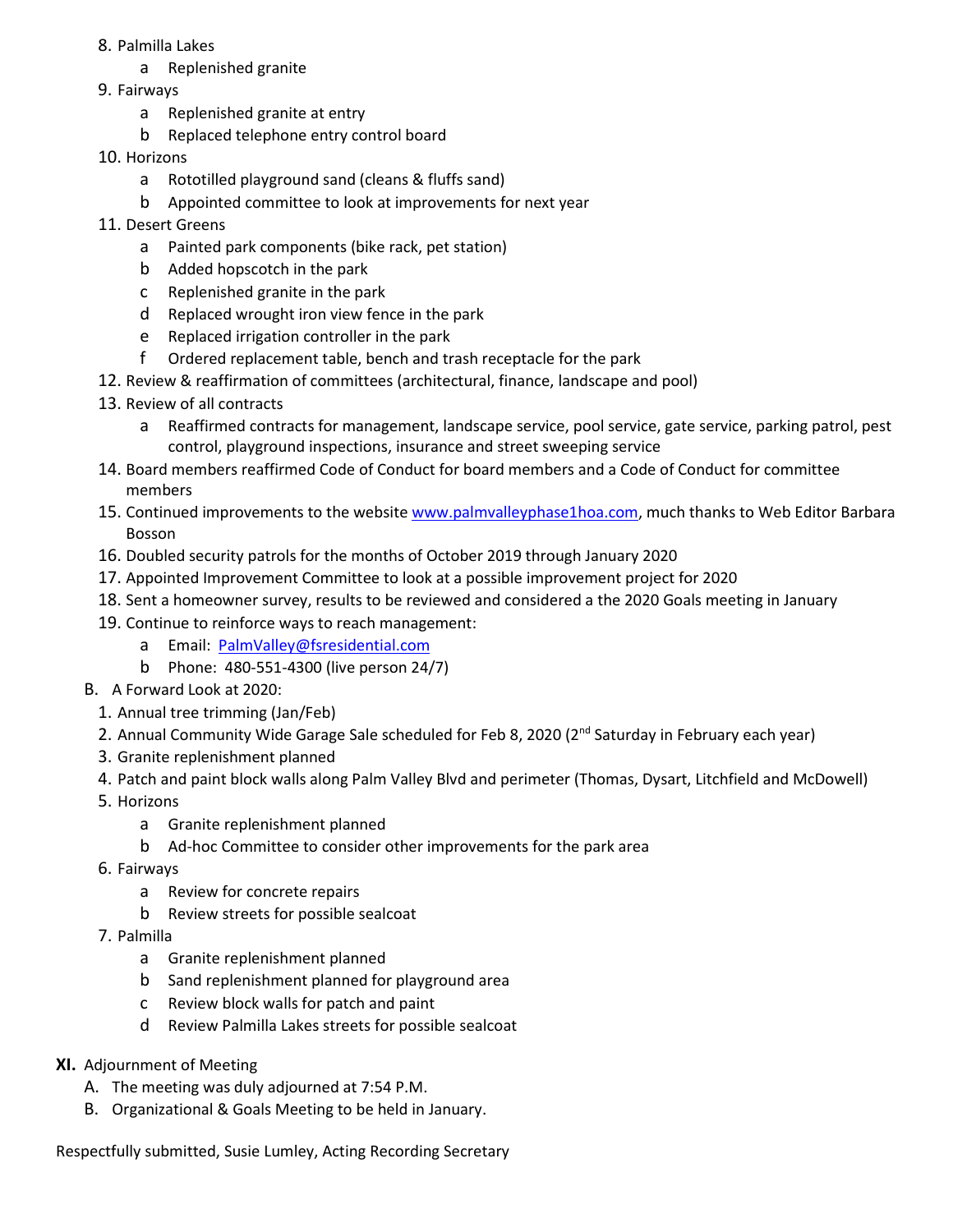8. Palmilla Lakes
    a Replenished granite
9. Fairways
    a Replenished granite at entry
    b Replaced telephone entry control board
10. Horizons
    a Rototilled playground sand (cleans & fluffs sand)
    b Appointed committee to look at improvements for next year
11. Desert Greens
    a Painted park components (bike rack, pet station)
    b Added hopscotch in the park
    c Replenished granite in the park
    d Replaced wrought iron view fence in the park
    e Replaced irrigation controller in the park
    f Ordered replacement table, bench and trash receptacle for the park
12. Review & reaffirmation of committees (architectural, finance, landscape and pool)
13. Review of all contracts
    a Reaffirmed contracts for management, landscape service, pool service, gate service, parking patrol, pest control, playground inspections, insurance and street sweeping service
14. Board members reaffirmed Code of Conduct for board members and a Code of Conduct for committee members
15. Continued improvements to the website [www.palmvalleyphase1hoa.com](http://www.palmvalleyphase1hoa.com), much thanks to Web Editor Barbara Bosson
16. Doubled security patrols for the months of October 2019 through January 2020
17. Appointed Improvement Committee to look at a possible improvement project for 2020
18. Sent a homeowner survey, results to be reviewed and considered a the 2020 Goals meeting in January
19. Continue to reinforce ways to reach management:
    a Email: [PalmValley@fsresidential.com](mailto:PalmValley@fsresidential.com)
    b Phone: 480-551-4300 (live person 24/7)

B. A Forward Look at 2020:

1. Annual tree trimming (Jan/Feb)
2. Annual Community Wide Garage Sale scheduled for Feb 8, 2020 (2nd Saturday in February each year)
3. Granite replenishment planned
4. Patch and paint block walls along Palm Valley Blvd and perimeter (Thomas, Dysart, Litchfield and McDowell)
5. Horizons
    a Granite replenishment planned
    b Ad-hoc Committee to consider other improvements for the park area
6. Fairways
    a Review for concrete repairs
    b Review streets for possible sealcoat
7. Palmilla
    a Granite replenishment planned
    b Sand replenishment planned for playground area
    c Review block walls for patch and paint
    d Review Palmilla Lakes streets for possible sealcoat

**XI.** Adjournment of Meeting

A. The meeting was duly adjourned at 7:54 P.M.
B. Organizational & Goals Meeting to be held in January.

Respectfully submitted, Susie Lumley, Acting Recording Secretary